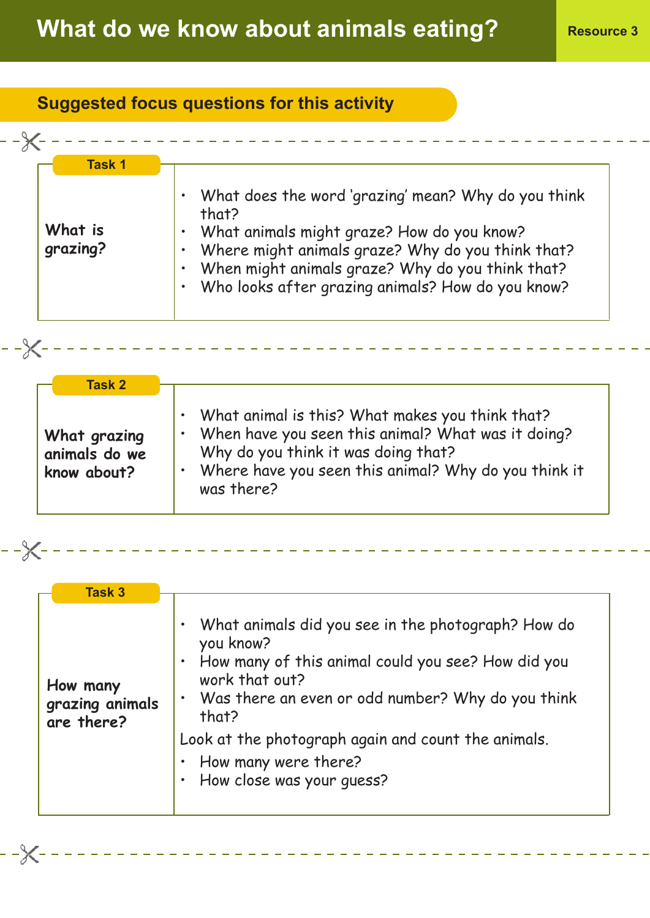# What do we know about animals eating?

Resource 3

## Suggested focus questions for this activity

### Task 1

**What is grazing?**

- What does the word 'grazing' mean? Why do you think that?
- What animals might graze? How do you know?
- Where might animals graze? Why do you think that?
- When might animals graze? Why do you think that?
- Who looks after grazing animals? How do you know?

### Task 2

**What grazing animals do we know about?**

- What animal is this? What makes you think that?
- When have you seen this animal? What was it doing? Why do you think it was doing that?
- Where have you seen this animal? Why do you think it was there?

### Task 3

**How many grazing animals are there?**

- What animals did you see in the photograph? How do you know?
- How many of this animal could you see? How did you work that out?
- Was there an even or odd number? Why do you think that?

Look at the photograph again and count the animals.

- How many were there?
- How close was your guess?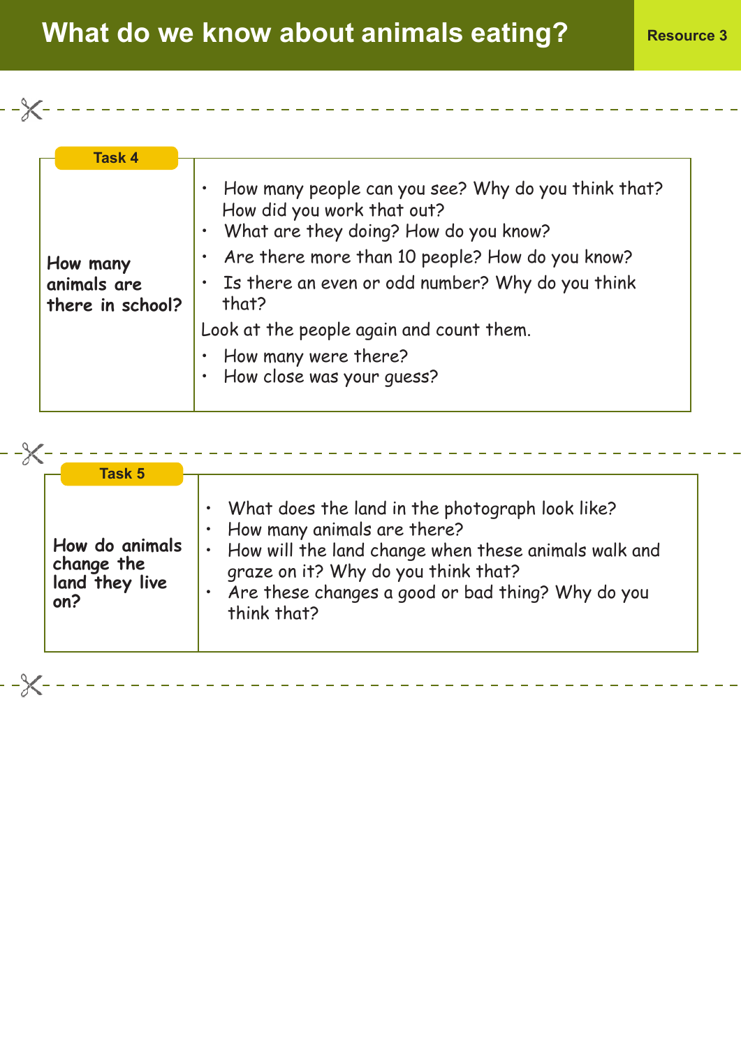# What do we know about animals eating?

Resource 3

**Task 4**

**How many animals are there in school?**

- How many people can you see? Why do you think that? How did you work that out?
- What are they doing? How do you know?
- Are there more than 10 people? How do you know?
- Is there an even or odd number? Why do you think that?

Look at the people again and count them.

- How many were there?
- How close was your guess?

**Task 5**

**How do animals change the land they live on?**

- What does the land in the photograph look like?
- How many animals are there?
- How will the land change when these animals walk and graze on it? Why do you think that?
- Are these changes a good or bad thing? Why do you think that?